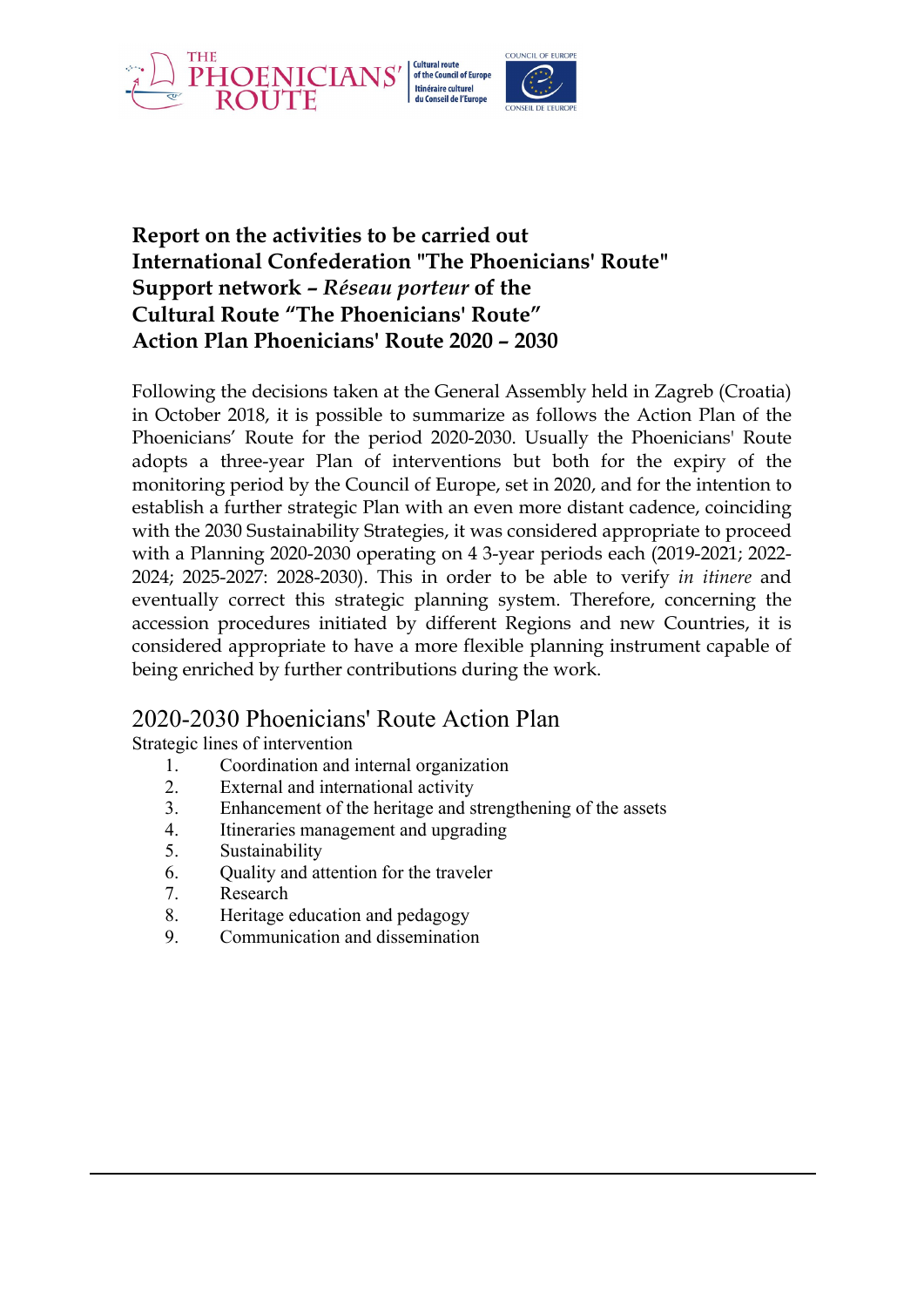**Report on the activities to be carried out**
**International Confederation "The Phoenicians' Route"**
**Support network – *Réseau porteur* of the**
**Cultural Route "The Phoenicians' Route"**
**Action Plan Phoenicians' Route 2020 – 2030**

Following the decisions taken at the General Assembly held in Zagreb (Croatia) in October 2018, it is possible to summarize as follows the Action Plan of the Phoenicians' Route for the period 2020-2030. Usually the Phoenicians' Route adopts a three-year Plan of interventions but both for the expiry of the monitoring period by the Council of Europe, set in 2020, and for the intention to establish a further strategic Plan with an even more distant cadence, coinciding with the 2030 Sustainability Strategies, it was considered appropriate to proceed with a Planning 2020-2030 operating on 4 3-year periods each (2019-2021; 2022-2024; 2025-2027: 2028-2030). This in order to be able to verify *in itinere* and eventually correct this strategic planning system. Therefore, concerning the accession procedures initiated by different Regions and new Countries, it is considered appropriate to have a more flexible planning instrument capable of being enriched by further contributions during the work.

## 2020-2030 Phoenicians' Route Action Plan

Strategic lines of intervention

1. Coordination and internal organization
2. External and international activity
3. Enhancement of the heritage and strengthening of the assets
4. Itineraries management and upgrading
5. Sustainability
6. Quality and attention for the traveler
7. Research
8. Heritage education and pedagogy
9. Communication and dissemination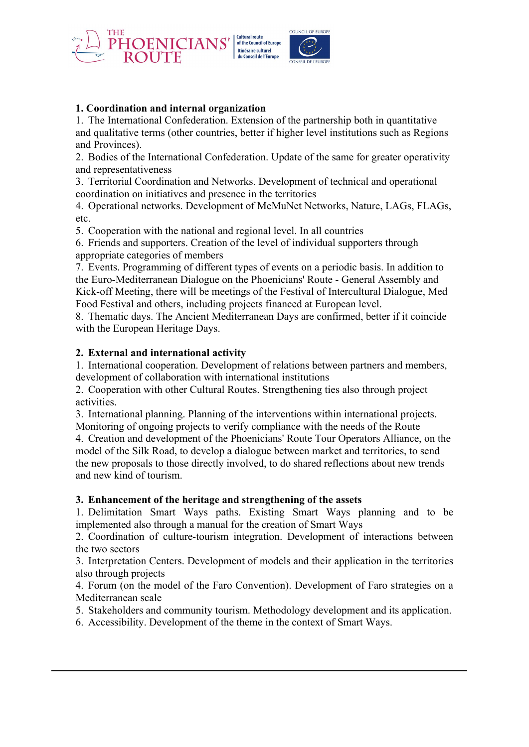**1. Coordination and internal organization**

1. The International Confederation. Extension of the partnership both in quantitative and qualitative terms (other countries, better if higher level institutions such as Regions and Provinces).
2. Bodies of the International Confederation. Update of the same for greater operativity and representativeness
3. Territorial Coordination and Networks. Development of technical and operational coordination on initiatives and presence in the territories
4. Operational networks. Development of MeMuNet Networks, Nature, LAGs, FLAGs, etc.
5. Cooperation with the national and regional level. In all countries
6. Friends and supporters. Creation of the level of individual supporters through appropriate categories of members
7. Events. Programming of different types of events on a periodic basis. In addition to the Euro-Mediterranean Dialogue on the Phoenicians' Route - General Assembly and Kick-off Meeting, there will be meetings of the Festival of Intercultural Dialogue, Med Food Festival and others, including projects financed at European level.
8. Thematic days. The Ancient Mediterranean Days are confirmed, better if it coincide with the European Heritage Days.

**2. External and international activity**

1. International cooperation. Development of relations between partners and members, development of collaboration with international institutions
2. Cooperation with other Cultural Routes. Strengthening ties also through project activities.
3. International planning. Planning of the interventions within international projects. Monitoring of ongoing projects to verify compliance with the needs of the Route
4. Creation and development of the Phoenicians' Route Tour Operators Alliance, on the model of the Silk Road, to develop a dialogue between market and territories, to send the new proposals to those directly involved, to do shared reflections about new trends and new kind of tourism.

**3. Enhancement of the heritage and strengthening of the assets**

1. Delimitation Smart Ways paths. Existing Smart Ways planning and to be implemented also through a manual for the creation of Smart Ways
2. Coordination of culture-tourism integration. Development of interactions between the two sectors
3. Interpretation Centers. Development of models and their application in the territories also through projects
4. Forum (on the model of the Faro Convention). Development of Faro strategies on a Mediterranean scale
5. Stakeholders and community tourism. Methodology development and its application.
6. Accessibility. Development of the theme in the context of Smart Ways.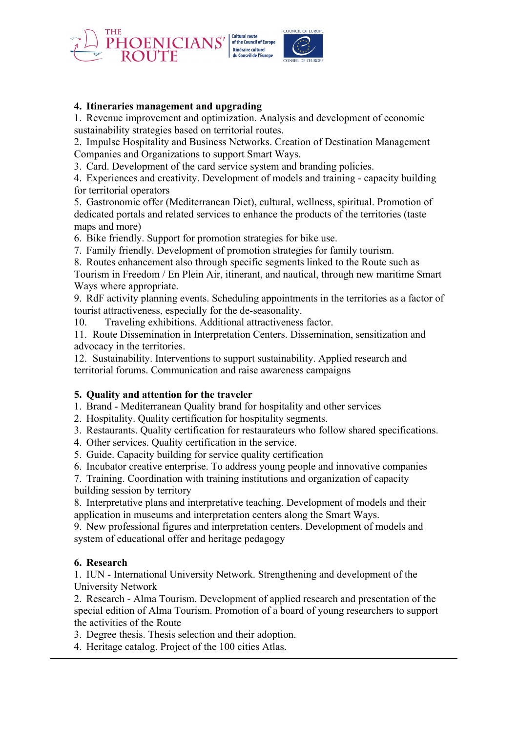## 4. Itineraries management and upgrading

1. Revenue improvement and optimization. Analysis and development of economic sustainability strategies based on territorial routes.
2. Impulse Hospitality and Business Networks. Creation of Destination Management Companies and Organizations to support Smart Ways.
3. Card. Development of the card service system and branding policies.
4. Experiences and creativity. Development of models and training - capacity building for territorial operators
5. Gastronomic offer (Mediterranean Diet), cultural, wellness, spiritual. Promotion of dedicated portals and related services to enhance the products of the territories (taste maps and more)
6. Bike friendly. Support for promotion strategies for bike use.
7. Family friendly. Development of promotion strategies for family tourism.
8. Routes enhancement also through specific segments linked to the Route such as Tourism in Freedom / En Plein Air, itinerant, and nautical, through new maritime Smart Ways where appropriate.
9. RdF activity planning events. Scheduling appointments in the territories as a factor of tourist attractiveness, especially for the de-seasonality.
10. Traveling exhibitions. Additional attractiveness factor.
11. Route Dissemination in Interpretation Centers. Dissemination, sensitization and advocacy in the territories.
12. Sustainability. Interventions to support sustainability. Applied research and territorial forums. Communication and raise awareness campaigns

## 5. Quality and attention for the traveler

1. Brand - Mediterranean Quality brand for hospitality and other services
2. Hospitality. Quality certification for hospitality segments.
3. Restaurants. Quality certification for restaurateurs who follow shared specifications.
4. Other services. Quality certification in the service.
5. Guide. Capacity building for service quality certification
6. Incubator creative enterprise. To address young people and innovative companies
7. Training. Coordination with training institutions and organization of capacity building session by territory
8. Interpretative plans and interpretative teaching. Development of models and their application in museums and interpretation centers along the Smart Ways.
9. New professional figures and interpretation centers. Development of models and system of educational offer and heritage pedagogy

## 6. Research

1. IUN - International University Network. Strengthening and development of the University Network
2. Research - Alma Tourism. Development of applied research and presentation of the special edition of Alma Tourism. Promotion of a board of young researchers to support the activities of the Route
3. Degree thesis. Thesis selection and their adoption.
4. Heritage catalog. Project of the 100 cities Atlas.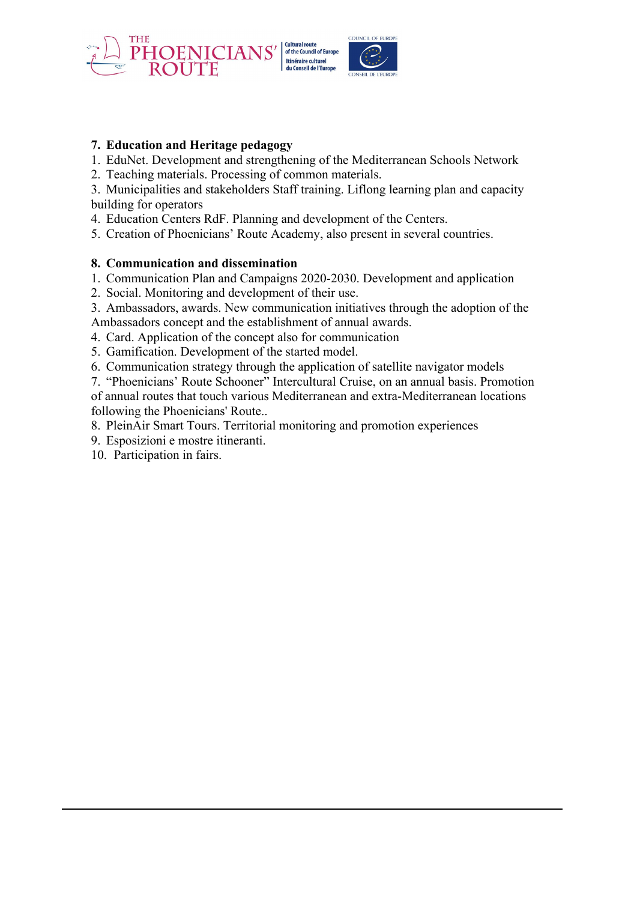### 7. Education and Heritage pedagogy

1. EduNet. Development and strengthening of the Mediterranean Schools Network
2. Teaching materials. Processing of common materials.
3. Municipalities and stakeholders Staff training. Liflong learning plan and capacity building for operators
4. Education Centers RdF. Planning and development of the Centers.
5. Creation of Phoenicians' Route Academy, also present in several countries.

### 8. Communication and dissemination

1. Communication Plan and Campaigns 2020-2030. Development and application
2. Social. Monitoring and development of their use.
3. Ambassadors, awards. New communication initiatives through the adoption of the Ambassadors concept and the establishment of annual awards.
4. Card. Application of the concept also for communication
5. Gamification. Development of the started model.
6. Communication strategy through the application of satellite navigator models
7. "Phoenicians' Route Schooner" Intercultural Cruise, on an annual basis. Promotion of annual routes that touch various Mediterranean and extra-Mediterranean locations following the Phoenicians' Route..
8. PleinAir Smart Tours. Territorial monitoring and promotion experiences
9. Esposizioni e mostre itineranti.
10. Participation in fairs.